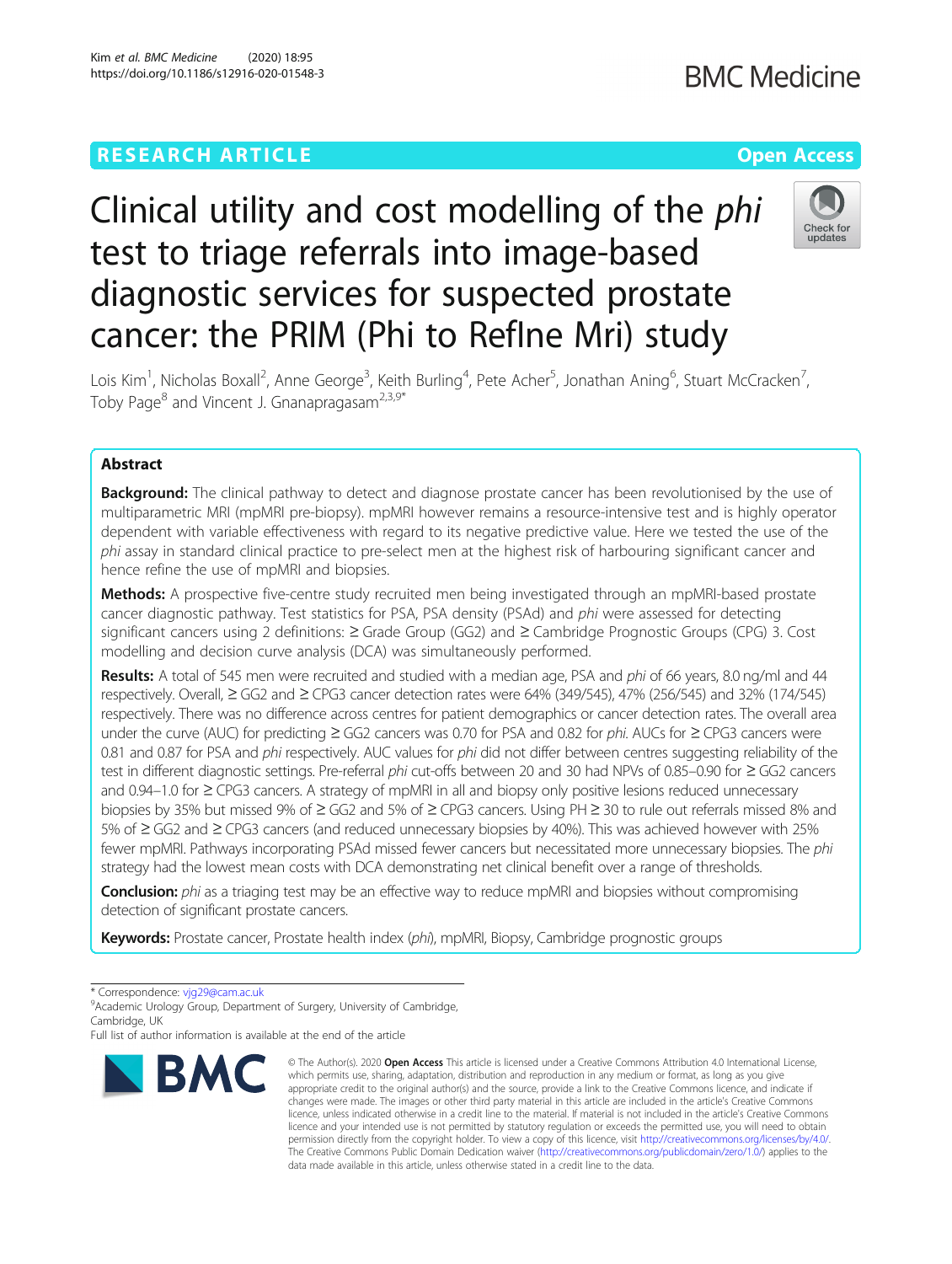RESEARCH ARTICLE

Open Access

# Clinical utility and cost modelling of the *phi* test to triage referrals into image-based diagnostic services for suspected prostate cancer: the PRIM (Phi to RefIne Mri) study

Lois Kim[1], Nicholas Boxall[2], Anne George[3], Keith Burling[4], Pete Acher[5], Jonathan Aning[6], Stuart McCracken[7], Toby Page[8] and Vincent J. Gnanapragasam[2,3,9*]

## Abstract

**Background:** The clinical pathway to detect and diagnose prostate cancer has been revolutionised by the use of multiparametric MRI (mpMRI pre-biopsy). mpMRI however remains a resource-intensive test and is highly operator dependent with variable effectiveness with regard to its negative predictive value. Here we tested the use of the *phi* assay in standard clinical practice to pre-select men at the highest risk of harbouring significant cancer and hence refine the use of mpMRI and biopsies.

**Methods:** A prospective five-centre study recruited men being investigated through an mpMRI-based prostate cancer diagnostic pathway. Test statistics for PSA, PSA density (PSAd) and *phi* were assessed for detecting significant cancers using 2 definitions: ≥ Grade Group (GG2) and ≥ Cambridge Prognostic Groups (CPG) 3. Cost modelling and decision curve analysis (DCA) was simultaneously performed.

**Results:** A total of 545 men were recruited and studied with a median age, PSA and *phi* of 66 years, 8.0 ng/ml and 44 respectively. Overall, ≥ GG2 and ≥ CPG3 cancer detection rates were 64% (349/545), 47% (256/545) and 32% (174/545) respectively. There was no difference across centres for patient demographics or cancer detection rates. The overall area under the curve (AUC) for predicting ≥ GG2 cancers was 0.70 for PSA and 0.82 for *phi*. AUCs for ≥ CPG3 cancers were 0.81 and 0.87 for PSA and *phi* respectively. AUC values for *phi* did not differ between centres suggesting reliability of the test in different diagnostic settings. Pre-referral *phi* cut-offs between 20 and 30 had NPVs of 0.85–0.90 for ≥ GG2 cancers and 0.94–1.0 for ≥ CPG3 cancers. A strategy of mpMRI in all and biopsy only positive lesions reduced unnecessary biopsies by 35% but missed 9% of ≥ GG2 and 5% of ≥ CPG3 cancers. Using PH ≥ 30 to rule out referrals missed 8% and 5% of ≥ GG2 and ≥ CPG3 cancers (and reduced unnecessary biopsies by 40%). This was achieved however with 25% fewer mpMRI. Pathways incorporating PSAd missed fewer cancers but necessitated more unnecessary biopsies. The *phi* strategy had the lowest mean costs with DCA demonstrating net clinical benefit over a range of thresholds.

**Conclusion:** *phi* as a triaging test may be an effective way to reduce mpMRI and biopsies without compromising detection of significant prostate cancers.

**Keywords:** Prostate cancer, Prostate health index (*phi*), mpMRI, Biopsy, Cambridge prognostic groups

---

* Correspondence: vjg29@cam.ac.uk
[9]Academic Urology Group, Department of Surgery, University of Cambridge, Cambridge, UK
Full list of author information is available at the end of the article

© The Author(s). 2020 **Open Access** This article is licensed under a Creative Commons Attribution 4.0 International License, which permits use, sharing, adaptation, distribution and reproduction in any medium or format, as long as you give appropriate credit to the original author(s) and the source, provide a link to the Creative Commons licence, and indicate if changes were made. The images or other third party material in this article are included in the article's Creative Commons licence, unless indicated otherwise in a credit line to the material. If material is not included in the article's Creative Commons licence and your intended use is not permitted by statutory regulation or exceeds the permitted use, you will need to obtain permission directly from the copyright holder. To view a copy of this licence, visit http://creativecommons.org/licenses/by/4.0/. The Creative Commons Public Domain Dedication waiver (http://creativecommons.org/publicdomain/zero/1.0/) applies to the data made available in this article, unless otherwise stated in a credit line to the data.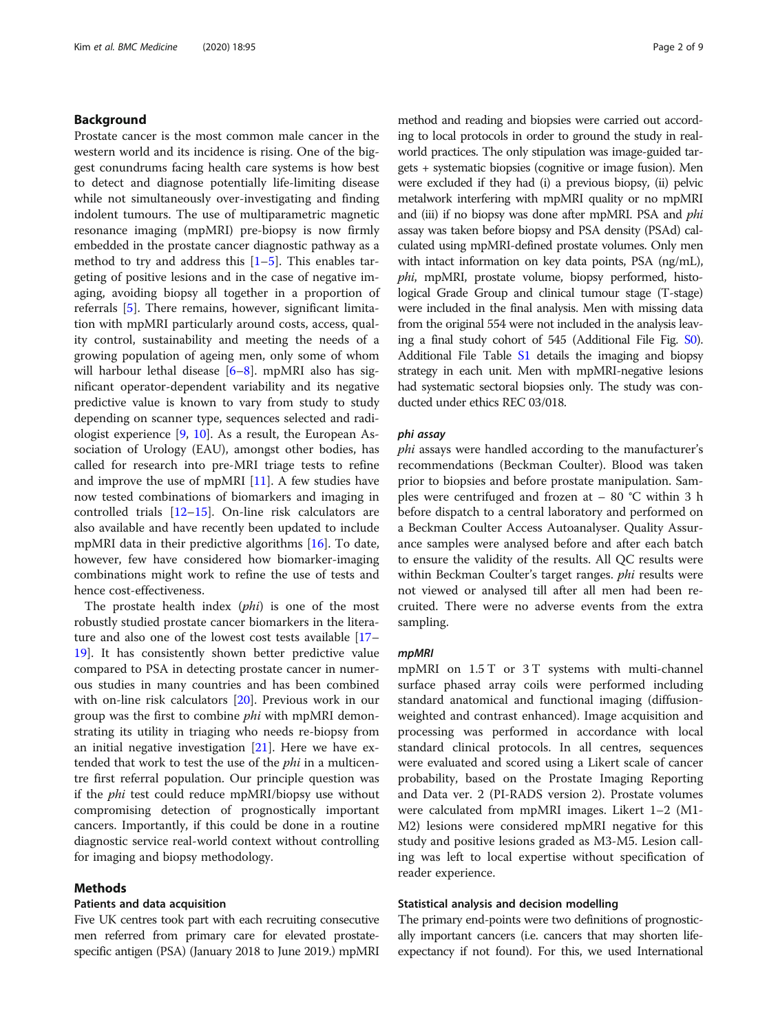## Background

Prostate cancer is the most common male cancer in the western world and its incidence is rising. One of the biggest conundrums facing health care systems is how best to detect and diagnose potentially life-limiting disease while not simultaneously over-investigating and finding indolent tumours. The use of multiparametric magnetic resonance imaging (mpMRI) pre-biopsy is now firmly embedded in the prostate cancer diagnostic pathway as a method to try and address this [1–5]. This enables targeting of positive lesions and in the case of negative imaging, avoiding biopsy all together in a proportion of referrals [5]. There remains, however, significant limitation with mpMRI particularly around costs, access, quality control, sustainability and meeting the needs of a growing population of ageing men, only some of whom will harbour lethal disease [6–8]. mpMRI also has significant operator-dependent variability and its negative predictive value is known to vary from study to study depending on scanner type, sequences selected and radiologist experience [9, 10]. As a result, the European Association of Urology (EAU), amongst other bodies, has called for research into pre-MRI triage tests to refine and improve the use of mpMRI [11]. A few studies have now tested combinations of biomarkers and imaging in controlled trials [12–15]. On-line risk calculators are also available and have recently been updated to include mpMRI data in their predictive algorithms [16]. To date, however, few have considered how biomarker-imaging combinations might work to refine the use of tests and hence cost-effectiveness.

The prostate health index (*phi*) is one of the most robustly studied prostate cancer biomarkers in the literature and also one of the lowest cost tests available [17–19]. It has consistently shown better predictive value compared to PSA in detecting prostate cancer in numerous studies in many countries and has been combined with on-line risk calculators [20]. Previous work in our group was the first to combine *phi* with mpMRI demonstrating its utility in triaging who needs re-biopsy from an initial negative investigation [21]. Here we have extended that work to test the use of the *phi* in a multicentre first referral population. Our principle question was if the *phi* test could reduce mpMRI/biopsy use without compromising detection of prognostically important cancers. Importantly, if this could be done in a routine diagnostic service real-world context without controlling for imaging and biopsy methodology.

## Methods

### Patients and data acquisition

Five UK centres took part with each recruiting consecutive men referred from primary care for elevated prostate-specific antigen (PSA) (January 2018 to June 2019.) mpMRI method and reading and biopsies were carried out according to local protocols in order to ground the study in real-world practices. The only stipulation was image-guided targets + systematic biopsies (cognitive or image fusion). Men were excluded if they had (i) a previous biopsy, (ii) pelvic metalwork interfering with mpMRI quality or no mpMRI and (iii) if no biopsy was done after mpMRI. PSA and *phi* assay was taken before biopsy and PSA density (PSAd) calculated using mpMRI-defined prostate volumes. Only men with intact information on key data points, PSA (ng/mL), *phi*, mpMRI, prostate volume, biopsy performed, histological Grade Group and clinical tumour stage (T-stage) were included in the final analysis. Men with missing data from the original 554 were not included in the analysis leaving a final study cohort of 545 (Additional File Fig. S0). Additional File Table S1 details the imaging and biopsy strategy in each unit. Men with mpMRI-negative lesions had systematic sectoral biopsies only. The study was conducted under ethics REC 03/018.

### *phi* assay

*phi* assays were handled according to the manufacturer's recommendations (Beckman Coulter). Blood was taken prior to biopsies and before prostate manipulation. Samples were centrifuged and frozen at − 80 °C within 3 h before dispatch to a central laboratory and performed on a Beckman Coulter Access Autoanalyser. Quality Assurance samples were analysed before and after each batch to ensure the validity of the results. All QC results were within Beckman Coulter's target ranges. *phi* results were not viewed or analysed till after all men had been recruited. There were no adverse events from the extra sampling.

### *mpMRI*

mpMRI on 1.5 T or 3 T systems with multi-channel surface phased array coils were performed including standard anatomical and functional imaging (diffusion-weighted and contrast enhanced). Image acquisition and processing was performed in accordance with local standard clinical protocols. In all centres, sequences were evaluated and scored using a Likert scale of cancer probability, based on the Prostate Imaging Reporting and Data ver. 2 (PI-RADS version 2). Prostate volumes were calculated from mpMRI images. Likert 1–2 (M1-M2) lesions were considered mpMRI negative for this study and positive lesions graded as M3-M5. Lesion calling was left to local expertise without specification of reader experience.

### Statistical analysis and decision modelling

The primary end-points were two definitions of prognostically important cancers (i.e. cancers that may shorten life-expectancy if not found). For this, we used International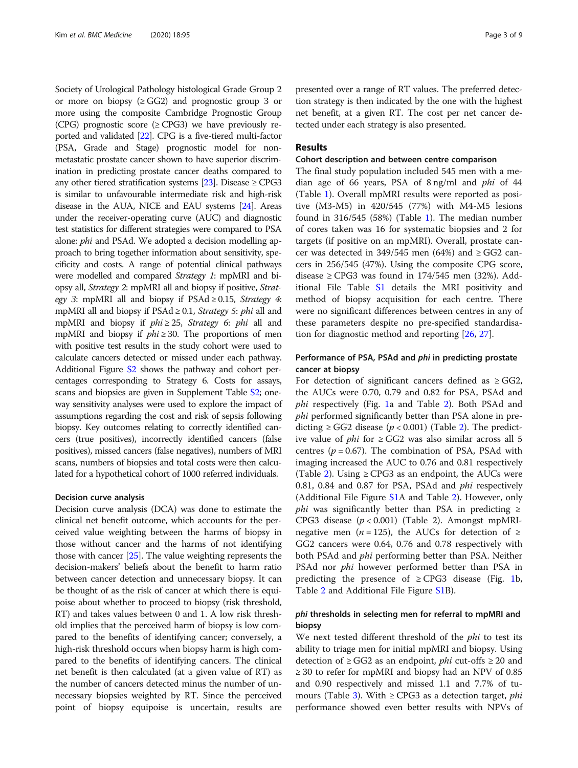Society of Urological Pathology histological Grade Group 2 or more on biopsy (≥ GG2) and prognostic group 3 or more using the composite Cambridge Prognostic Group (CPG) prognostic score (≥ CPG3) we have previously reported and validated [22]. CPG is a five-tiered multi-factor (PSA, Grade and Stage) prognostic model for non-metastatic prostate cancer shown to have superior discrimination in predicting prostate cancer deaths compared to any other tiered stratification systems [23]. Disease ≥ CPG3 is similar to unfavourable intermediate risk and high-risk disease in the AUA, NICE and EAU systems [24]. Areas under the receiver-operating curve (AUC) and diagnostic test statistics for different strategies were compared to PSA alone: *phi* and PSAd. We adopted a decision modelling approach to bring together information about sensitivity, specificity and costs. A range of potential clinical pathways were modelled and compared *Strategy 1*: mpMRI and biopsy all, *Strategy 2*: mpMRI all and biopsy if positive, *Strategy 3*: mpMRI all and biopsy if PSAd ≥ 0.15, *Strategy 4*: mpMRI all and biopsy if PSAd ≥ 0.1, *Strategy 5*: *phi* all and mpMRI and biopsy if *phi* ≥ 25, *Strategy 6*: *phi* all and mpMRI and biopsy if *phi* ≥ 30. The proportions of men with positive test results in the study cohort were used to calculate cancers detected or missed under each pathway. Additional Figure S2 shows the pathway and cohort percentages corresponding to Strategy 6. Costs for assays, scans and biopsies are given in Supplement Table S2; one-way sensitivity analyses were used to explore the impact of assumptions regarding the cost and risk of sepsis following biopsy. Key outcomes relating to correctly identified cancers (true positives), incorrectly identified cancers (false positives), missed cancers (false negatives), numbers of MRI scans, numbers of biopsies and total costs were then calculated for a hypothetical cohort of 1000 referred individuals.

### Decision curve analysis

Decision curve analysis (DCA) was done to estimate the clinical net benefit outcome, which accounts for the perceived value weighting between the harms of biopsy in those without cancer and the harms of not identifying those with cancer [25]. The value weighting represents the decision-makers' beliefs about the benefit to harm ratio between cancer detection and unnecessary biopsy. It can be thought of as the risk of cancer at which there is equipoise about whether to proceed to biopsy (risk threshold, RT) and takes values between 0 and 1. A low risk threshold implies that the perceived harm of biopsy is low compared to the benefits of identifying cancer; conversely, a high-risk threshold occurs when biopsy harm is high compared to the benefits of identifying cancers. The clinical net benefit is then calculated (at a given value of RT) as the number of cancers detected minus the number of unnecessary biopsies weighted by RT. Since the perceived point of biopsy equipoise is uncertain, results are presented over a range of RT values. The preferred detection strategy is then indicated by the one with the highest net benefit, at a given RT. The cost per net cancer detected under each strategy is also presented.

## Results

### Cohort description and between centre comparison

The final study population included 545 men with a median age of 66 years, PSA of 8 ng/ml and *phi* of 44 (Table 1). Overall mpMRI results were reported as positive (M3-M5) in 420/545 (77%) with M4-M5 lesions found in 316/545 (58%) (Table 1). The median number of cores taken was 16 for systematic biopsies and 2 for targets (if positive on an mpMRI). Overall, prostate cancer was detected in 349/545 men (64%) and ≥ GG2 cancers in 256/545 (47%). Using the composite CPG score, disease ≥ CPG3 was found in 174/545 men (32%). Additional File Table S1 details the MRI positivity and method of biopsy acquisition for each centre. There were no significant differences between centres in any of these parameters despite no pre-specified standardisation for diagnostic method and reporting [26, 27].

### Performance of PSA, PSAd and *phi* in predicting prostate cancer at biopsy

For detection of significant cancers defined as ≥ GG2, the AUCs were 0.70, 0.79 and 0.82 for PSA, PSAd and *phi* respectively (Fig. 1a and Table 2). Both PSAd and *phi* performed significantly better than PSA alone in predicting ≥ GG2 disease ($p < 0.001$) (Table 2). The predictive value of *phi* for ≥ GG2 was also similar across all 5 centres ($p = 0.67$). The combination of PSA, PSAd with imaging increased the AUC to 0.76 and 0.81 respectively (Table 2). Using ≥ CPG3 as an endpoint, the AUCs were 0.81, 0.84 and 0.87 for PSA, PSAd and *phi* respectively (Additional File Figure S1A and Table 2). However, only *phi* was significantly better than PSA in predicting ≥ CPG3 disease ($p < 0.001$) (Table 2). Amongst mpMRI-negative men ($n = 125$), the AUCs for detection of ≥ GG2 cancers were 0.64, 0.76 and 0.78 respectively with both PSAd and *phi* performing better than PSA. Neither PSAd nor *phi* however performed better than PSA in predicting the presence of ≥ CPG3 disease (Fig. 1b, Table 2 and Additional File Figure S1B).

### *phi* thresholds in selecting men for referral to mpMRI and biopsy

We next tested different threshold of the *phi* to test its ability to triage men for initial mpMRI and biopsy. Using detection of ≥ GG2 as an endpoint, *phi* cut-offs ≥ 20 and ≥ 30 to refer for mpMRI and biopsy had an NPV of 0.85 and 0.90 respectively and missed 1.1 and 7.7% of tumours (Table 3). With ≥ CPG3 as a detection target, *phi* performance showed even better results with NPVs of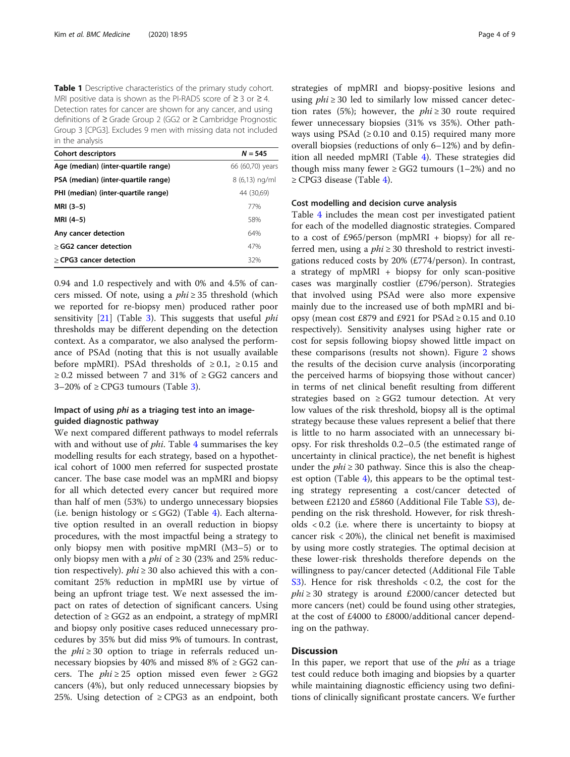**Table 1** Descriptive characteristics of the primary study cohort. MRI positive data is shown as the PI-RADS score of ≥ 3 or ≥ 4. Detection rates for cancer are shown for any cancer, and using definitions of ≥ Grade Group 2 (GG2 or ≥ Cambridge Prognostic Group 3 [CPG3]. Excludes 9 men with missing data not included in the analysis

| Cohort descriptors | N = 545 |
|---|---|
| Age (median) (inter-quartile range) | 66 (60,70) years |
| PSA (median) (inter-quartile range) | 8 (6,13) ng/ml |
| PHI (median) (inter-quartile range) | 44 (30,69) |
| MRI (3–5) | 77% |
| MRI (4–5) | 58% |
| Any cancer detection | 64% |
| ≥ GG2 cancer detection | 47% |
| ≥ CPG3 cancer detection | 32% |

0.94 and 1.0 respectively and with 0% and 4.5% of cancers missed. Of note, using a *phi* ≥ 35 threshold (which we reported for re-biopsy men) produced rather poor sensitivity [21] (Table 3). This suggests that useful *phi* thresholds may be different depending on the detection context. As a comparator, we also analysed the performance of PSAd (noting that this is not usually available before mpMRI). PSAd thresholds of ≥ 0.1, ≥ 0.15 and ≥ 0.2 missed between 7 and 31% of ≥ GG2 cancers and 3–20% of ≥ CPG3 tumours (Table 3).

### Impact of using *phi* as a triaging test into an image-guided diagnostic pathway

We next compared different pathways to model referrals with and without use of *phi*. Table 4 summarises the key modelling results for each strategy, based on a hypothetical cohort of 1000 men referred for suspected prostate cancer. The base case model was an mpMRI and biopsy for all which detected every cancer but required more than half of men (53%) to undergo unnecessary biopsies (i.e. benign histology or ≤ GG2) (Table 4). Each alternative option resulted in an overall reduction in biopsy procedures, with the most impactful being a strategy to only biopsy men with positive mpMRI (M3–5) or to only biopsy men with a *phi* of ≥ 30 (23% and 25% reduction respectively). *phi* ≥ 30 also achieved this with a concomitant 25% reduction in mpMRI use by virtue of being an upfront triage test. We next assessed the impact on rates of detection of significant cancers. Using detection of ≥ GG2 as an endpoint, a strategy of mpMRI and biopsy only positive cases reduced unnecessary procedures by 35% but did miss 9% of tumours. In contrast, the *phi* ≥ 30 option to triage in referrals reduced unnecessary biopsies by 40% and missed 8% of ≥ GG2 cancers. The *phi* ≥ 25 option missed even fewer ≥ GG2 cancers (4%), but only reduced unnecessary biopsies by 25%. Using detection of ≥ CPG3 as an endpoint, both strategies of mpMRI and biopsy-positive lesions and using *phi* ≥ 30 led to similarly low missed cancer detection rates (5%); however, the *phi* ≥ 30 route required fewer unnecessary biopsies (31% vs 35%). Other pathways using PSAd (≥ 0.10 and 0.15) required many more overall biopsies (reductions of only 6–12%) and by definition all needed mpMRI (Table 4). These strategies did though miss many fewer ≥ GG2 tumours (1–2%) and no ≥ CPG3 disease (Table 4).

### Cost modelling and decision curve analysis

Table 4 includes the mean cost per investigated patient for each of the modelled diagnostic strategies. Compared to a cost of £965/person (mpMRI + biopsy) for all referred men, using a *phi* ≥ 30 threshold to restrict investigations reduced costs by 20% (£774/person). In contrast, a strategy of mpMRI + biopsy for only scan-positive cases was marginally costlier (£796/person). Strategies that involved using PSAd were also more expensive mainly due to the increased use of both mpMRI and biopsy (mean cost £879 and £921 for PSAd ≥ 0.15 and 0.10 respectively). Sensitivity analyses using higher rate or cost for sepsis following biopsy showed little impact on these comparisons (results not shown). Figure 2 shows the results of the decision curve analysis (incorporating the perceived harms of biopsying those without cancer) in terms of net clinical benefit resulting from different strategies based on ≥ GG2 tumour detection. At very low values of the risk threshold, biopsy all is the optimal strategy because these values represent a belief that there is little to no harm associated with an unnecessary biopsy. For risk thresholds 0.2–0.5 (the estimated range of uncertainty in clinical practice), the net benefit is highest under the *phi* ≥ 30 pathway. Since this is also the cheapest option (Table 4), this appears to be the optimal testing strategy representing a cost/cancer detected of between £2120 and £5860 (Additional File Table S3), depending on the risk threshold. However, for risk thresholds < 0.2 (i.e. where there is uncertainty to biopsy at cancer risk < 20%), the clinical net benefit is maximised by using more costly strategies. The optimal decision at these lower-risk thresholds therefore depends on the willingness to pay/cancer detected (Additional File Table S3). Hence for risk thresholds < 0.2, the cost for the *phi* ≥ 30 strategy is around £2000/cancer detected but more cancers (net) could be found using other strategies, at the cost of £4000 to £8000/additional cancer depending on the pathway.

## Discussion

In this paper, we report that use of the *phi* as a triage test could reduce both imaging and biopsies by a quarter while maintaining diagnostic efficiency using two definitions of clinically significant prostate cancers. We further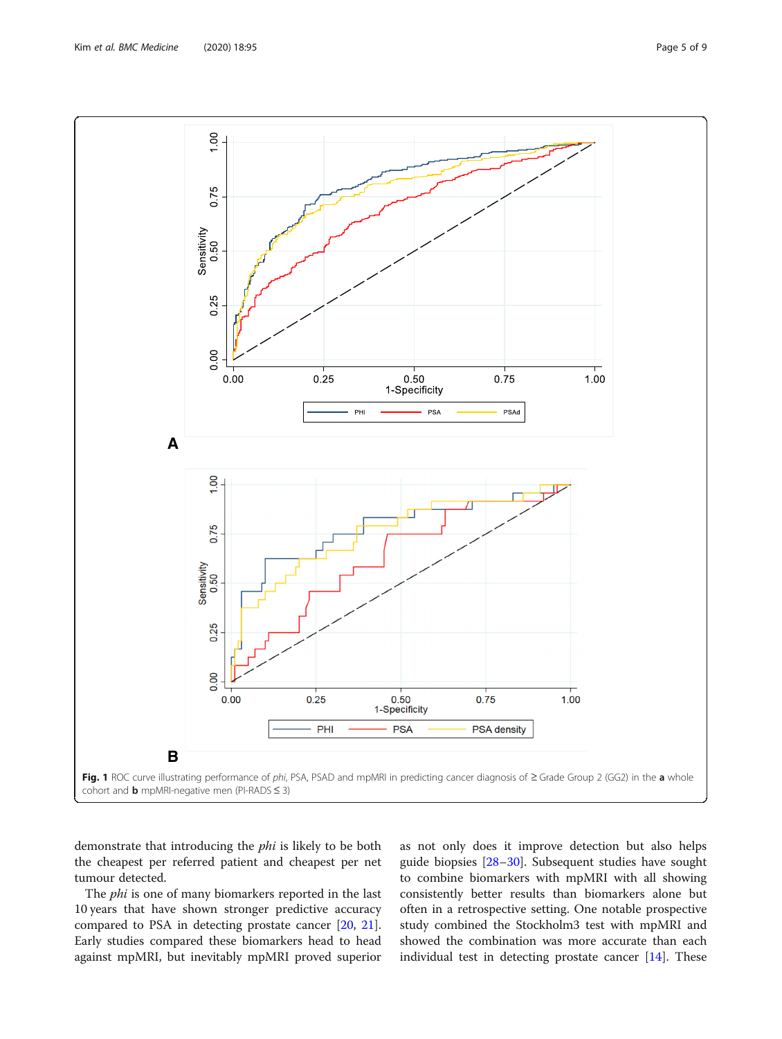**Fig. 1** ROC curve illustrating performance of *phi*, PSA, PSAD and mpMRI in predicting cancer diagnosis of ≥ Grade Group 2 (GG2) in the **a** whole cohort and **b** mpMRI-negative men (PI-RADS ≤ 3)

demonstrate that introducing the *phi* is likely to be both the cheapest per referred patient and cheapest per net tumour detected.

The *phi* is one of many biomarkers reported in the last 10 years that have shown stronger predictive accuracy compared to PSA in detecting prostate cancer [20, 21]. Early studies compared these biomarkers head to head against mpMRI, but inevitably mpMRI proved superior as not only does it improve detection but also helps guide biopsies [28–30]. Subsequent studies have sought to combine biomarkers with mpMRI with all showing consistently better results than biomarkers alone but often in a retrospective setting. One notable prospective study combined the Stockholm3 test with mpMRI and showed the combination was more accurate than each individual test in detecting prostate cancer [14]. These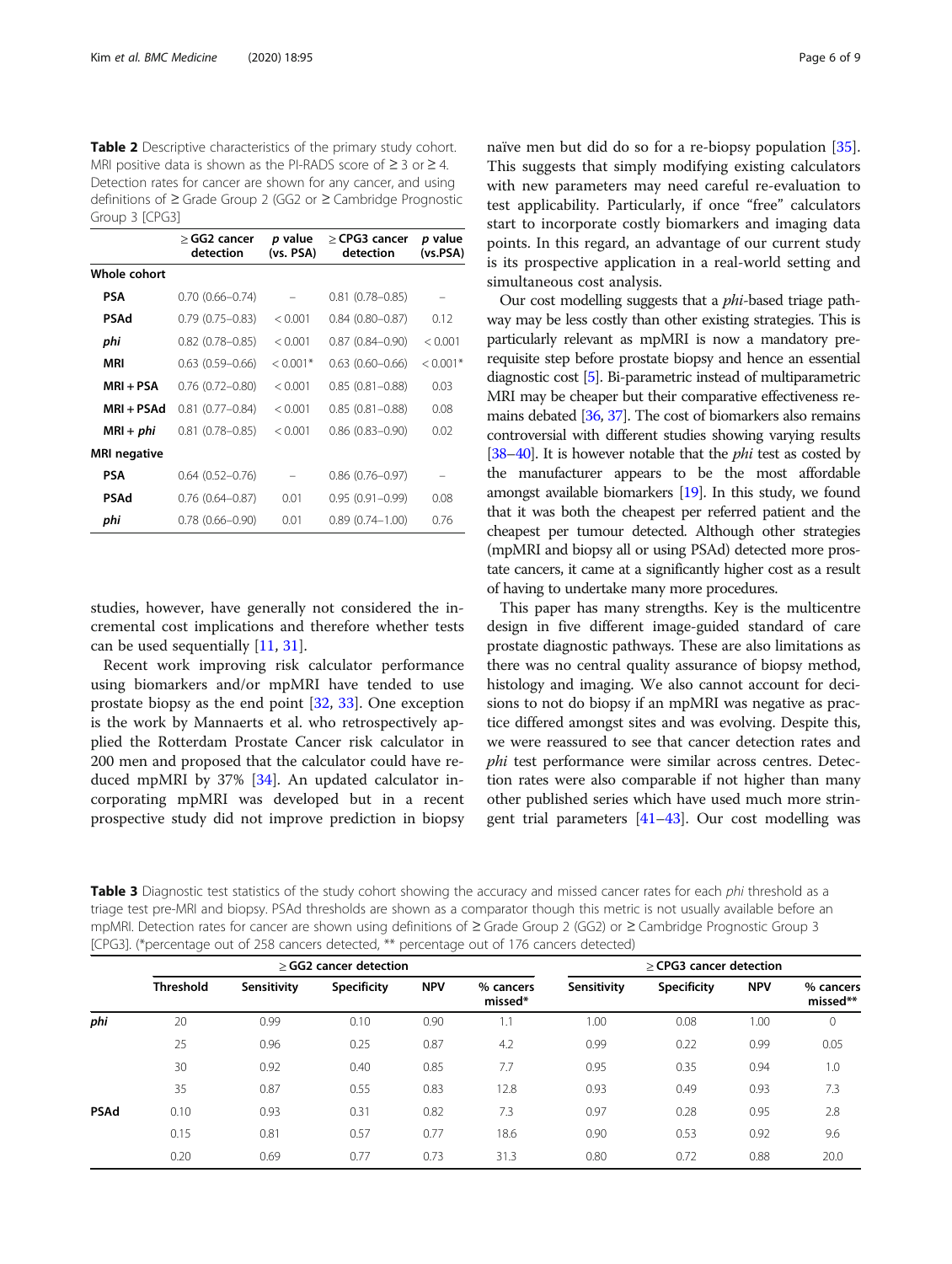**Table 2** Descriptive characteristics of the primary study cohort. MRI positive data is shown as the PI-RADS score of ≥ 3 or ≥ 4. Detection rates for cancer are shown for any cancer, and using definitions of ≥ Grade Group 2 (GG2 or ≥ Cambridge Prognostic Group 3 [CPG3]

| | ≥ GG2 cancer detection | p value (vs. PSA) | ≥ CPG3 cancer detection | p value (vs.PSA) |
|---|---|---|---|---|
| **Whole cohort** | | | | |
| **PSA** | 0.70 (0.66–0.74) | – | 0.81 (0.78–0.85) | – |
| **PSAd** | 0.79 (0.75–0.83) | < 0.001 | 0.84 (0.80–0.87) | 0.12 |
| ***phi*** | 0.82 (0.78–0.85) | < 0.001 | 0.87 (0.84–0.90) | < 0.001 |
| **MRI** | 0.63 (0.59–0.66) | < 0.001* | 0.63 (0.60–0.66) | < 0.001* |
| **MRI + PSA** | 0.76 (0.72–0.80) | < 0.001 | 0.85 (0.81–0.88) | 0.03 |
| **MRI + PSAd** | 0.81 (0.77–0.84) | < 0.001 | 0.85 (0.81–0.88) | 0.08 |
| **MRI + *phi*** | 0.81 (0.78–0.85) | < 0.001 | 0.86 (0.83–0.90) | 0.02 |
| **MRI negative** | | | | |
| **PSA** | 0.64 (0.52–0.76) | – | 0.86 (0.76–0.97) | – |
| **PSAd** | 0.76 (0.64–0.87) | 0.01 | 0.95 (0.91–0.99) | 0.08 |
| ***phi*** | 0.78 (0.66–0.90) | 0.01 | 0.89 (0.74–1.00) | 0.76 |

studies, however, have generally not considered the incremental cost implications and therefore whether tests can be used sequentially [11, 31].

Recent work improving risk calculator performance using biomarkers and/or mpMRI have tended to use prostate biopsy as the end point [32, 33]. One exception is the work by Mannaerts et al. who retrospectively applied the Rotterdam Prostate Cancer risk calculator in 200 men and proposed that the calculator could have reduced mpMRI by 37% [34]. An updated calculator incorporating mpMRI was developed but in a recent prospective study did not improve prediction in biopsy naïve men but did do so for a re-biopsy population [35]. This suggests that simply modifying existing calculators with new parameters may need careful re-evaluation to test applicability. Particularly, if once "free" calculators start to incorporate costly biomarkers and imaging data points. In this regard, an advantage of our current study is its prospective application in a real-world setting and simultaneous cost analysis.

Our cost modelling suggests that a *phi*-based triage pathway may be less costly than other existing strategies. This is particularly relevant as mpMRI is now a mandatory prerequisite step before prostate biopsy and hence an essential diagnostic cost [5]. Bi-parametric instead of multiparametric MRI may be cheaper but their comparative effectiveness remains debated [36, 37]. The cost of biomarkers also remains controversial with different studies showing varying results [38–40]. It is however notable that the *phi* test as costed by the manufacturer appears to be the most affordable amongst available biomarkers [19]. In this study, we found that it was both the cheapest per referred patient and the cheapest per tumour detected. Although other strategies (mpMRI and biopsy all or using PSAd) detected more prostate cancers, it came at a significantly higher cost as a result of having to undertake many more procedures.

This paper has many strengths. Key is the multicentre design in five different image-guided standard of care prostate diagnostic pathways. These are also limitations as there was no central quality assurance of biopsy method, histology and imaging. We also cannot account for decisions to not do biopsy if an mpMRI was negative as practice differed amongst sites and was evolving. Despite this, we were reassured to see that cancer detection rates and *phi* test performance were similar across centres. Detection rates were also comparable if not higher than many other published series which have used much more stringent trial parameters [41–43]. Our cost modelling was

**Table 3** Diagnostic test statistics of the study cohort showing the accuracy and missed cancer rates for each *phi* threshold as a triage test pre-MRI and biopsy. PSAd thresholds are shown as a comparator though this metric is not usually available before an mpMRI. Detection rates for cancer are shown using definitions of ≥ Grade Group 2 (GG2) or ≥ Cambridge Prognostic Group 3 [CPG3]. (*percentage out of 258 cancers detected, ** percentage out of 176 cancers detected)

| | ≥ GG2 cancer detection | | | | | ≥ CPG3 cancer detection | | | |
|---|---|---|---|---|---|---|---|---|---|
| | Threshold | Sensitivity | Specificity | NPV | % cancers missed* | Sensitivity | Specificity | NPV | % cancers missed** |
| ***phi*** | 20 | 0.99 | 0.10 | 0.90 | 1.1 | 1.00 | 0.08 | 1.00 | 0 |
| | 25 | 0.96 | 0.25 | 0.87 | 4.2 | 0.99 | 0.22 | 0.99 | 0.05 |
| | 30 | 0.92 | 0.40 | 0.85 | 7.7 | 0.95 | 0.35 | 0.94 | 1.0 |
| | 35 | 0.87 | 0.55 | 0.83 | 12.8 | 0.93 | 0.49 | 0.93 | 7.3 |
| **PSAd** | 0.10 | 0.93 | 0.31 | 0.82 | 7.3 | 0.97 | 0.28 | 0.95 | 2.8 |
| | 0.15 | 0.81 | 0.57 | 0.77 | 18.6 | 0.90 | 0.53 | 0.92 | 9.6 |
| | 0.20 | 0.69 | 0.77 | 0.73 | 31.3 | 0.80 | 0.72 | 0.88 | 20.0 |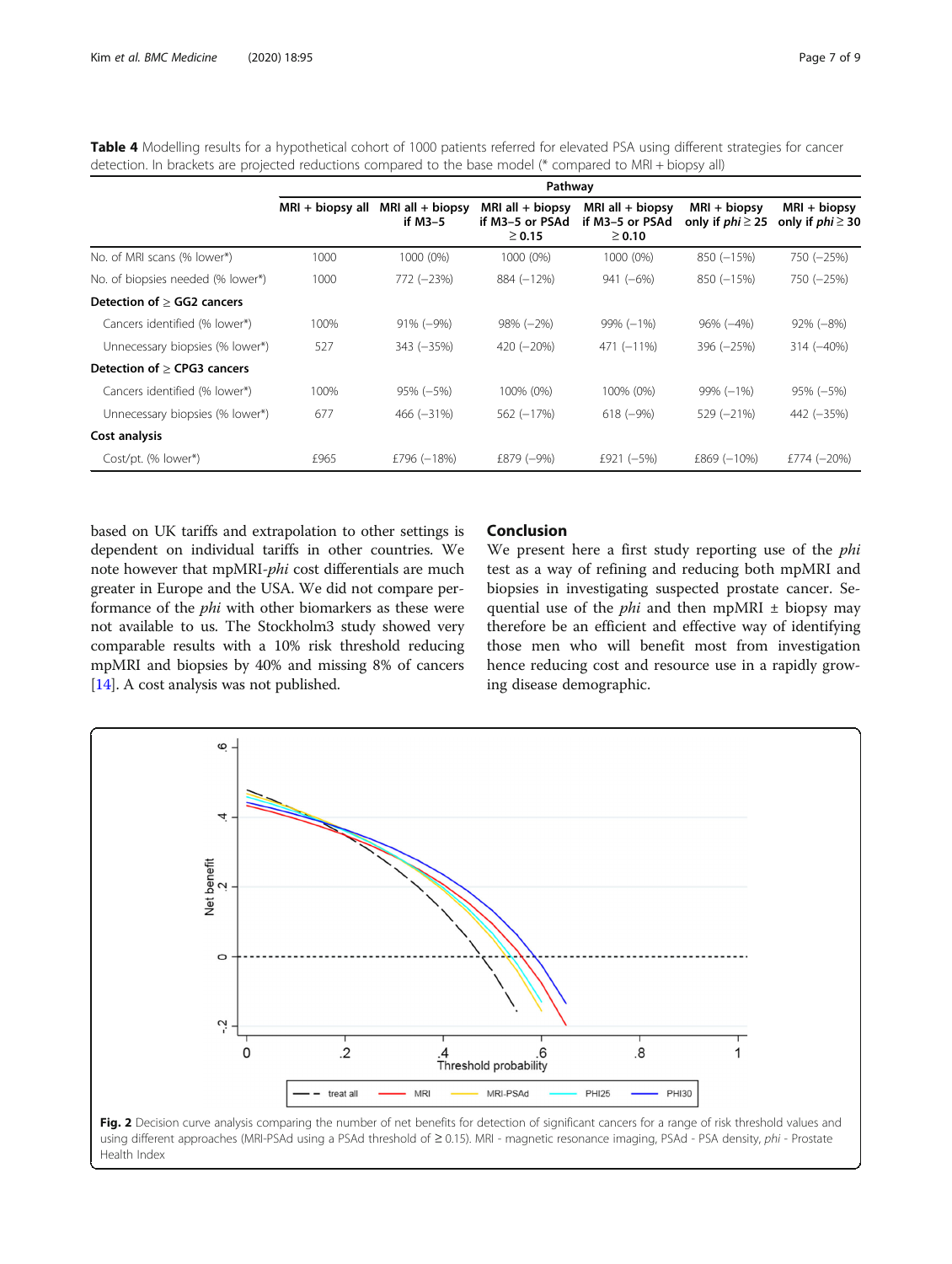**Table 4** Modelling results for a hypothetical cohort of 1000 patients referred for elevated PSA using different strategies for cancer detection. In brackets are projected reductions compared to the base model (* compared to MRI + biopsy all)

| | Pathway | | | | | |
|---|---|---|---|---|---|---|
| | MRI + biopsy all | MRI all + biopsy if M3–5 | MRI all + biopsy if M3–5 or PSAd ≥ 0.15 | MRI all + biopsy if M3–5 or PSAd ≥ 0.10 | MRI + biopsy only if *phi* ≥ 25 | MRI + biopsy only if *phi* ≥ 30 |
| No. of MRI scans (% lower*) | 1000 | 1000 (0%) | 1000 (0%) | 1000 (0%) | 850 (−15%) | 750 (−25%) |
| No. of biopsies needed (% lower*) | 1000 | 772 (−23%) | 884 (−12%) | 941 (−6%) | 850 (−15%) | 750 (−25%) |
| **Detection of ≥ GG2 cancers** | | | | | | |
| Cancers identified (% lower*) | 100% | 91% (−9%) | 98% (−2%) | 99% (−1%) | 96% (−4%) | 92% (−8%) |
| Unnecessary biopsies (% lower*) | 527 | 343 (−35%) | 420 (−20%) | 471 (−11%) | 396 (−25%) | 314 (−40%) |
| **Detection of ≥ CPG3 cancers** | | | | | | |
| Cancers identified (% lower*) | 100% | 95% (−5%) | 100% (0%) | 100% (0%) | 99% (−1%) | 95% (−5%) |
| Unnecessary biopsies (% lower*) | 677 | 466 (−31%) | 562 (−17%) | 618 (−9%) | 529 (−21%) | 442 (−35%) |
| **Cost analysis** | | | | | | |
| Cost/pt. (% lower*) | £965 | £796 (−18%) | £879 (−9%) | £921 (−5%) | £869 (−10%) | £774 (−20%) |

based on UK tariffs and extrapolation to other settings is dependent on individual tariffs in other countries. We note however that mpMRI-*phi* cost differentials are much greater in Europe and the USA. We did not compare performance of the *phi* with other biomarkers as these were not available to us. The Stockholm3 study showed very comparable results with a 10% risk threshold reducing mpMRI and biopsies by 40% and missing 8% of cancers [14]. A cost analysis was not published.

## Conclusion

We present here a first study reporting use of the *phi* test as a way of refining and reducing both mpMRI and biopsies in investigating suspected prostate cancer. Sequential use of the *phi* and then mpMRI ± biopsy may therefore be an efficient and effective way of identifying those men who will benefit most from investigation hence reducing cost and resource use in a rapidly growing disease demographic.

**Fig. 2** Decision curve analysis comparing the number of net benefits for detection of significant cancers for a range of risk threshold values and using different approaches (MRI-PSAd using a PSAd threshold of ≥ 0.15). MRI - magnetic resonance imaging, PSAd - PSA density, *phi* - Prostate Health Index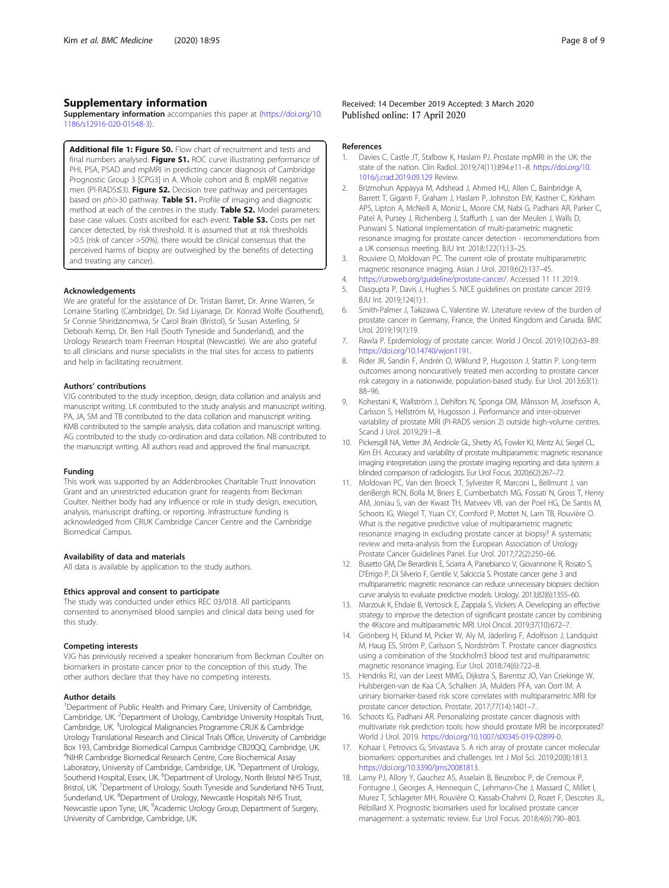## Supplementary information

**Supplementary information** accompanies this paper at (https://doi.org/10.1186/s12916-020-01548-3).

**Additional file 1: Figure S0.** Flow chart of recruitment and tests and final numbers analysed. **Figure S1.** ROC curve illustrating performance of PHI, PSA, PSAD and mpMRI in predicting cancer diagnosis of Cambridge Prognostic Group 3 [CPG3] in A. Whole cohort and B. mpMRI negative men (PI-RADS≤3). **Figure S2.** Decision tree pathway and percentages based on *phi*>30 pathway. **Table S1.** Profile of imaging and diagnostic method at each of the centres in the study. **Table S2.** Model parameters: base case values. Costs ascribed for each event. **Table S3.** Costs per net cancer detected, by risk threshold. It is assumed that at risk thresholds >0.5 (risk of cancer >50%), there would be clinical consensus that the perceived harms of biopsy are outweighed by the benefits of detecting and treating any cancer).

### Acknowledgements

We are grateful for the assistance of Dr. Tristan Barret, Dr. Anne Warren, Sr Lorraine Starling (Cambridge), Dr. Sid Liyanage, Dr. Konrad Wolfe (Southend), Sr Connie Shiridzinomwa, Sr Carol Brain (Bristol), Sr Susan Asterling, Sr Deborah Kemp, Dr. Ben Hall (South Tyneside and Sunderland), and the Urology Research team Freeman Hospital (Newcastle). We are also grateful to all clinicians and nurse specialists in the trial sites for access to patients and help in facilitating recruitment.

### Authors' contributions

VJG contributed to the study inception, design, data collation and analysis and manuscript writing. LK contributed to the study analysis and manuscript writing. PA, JA, SM and TB contributed to the data collation and manuscript writing. KMB contributed to the sample analysis, data collation and manuscript writing. AG contributed to the study co-ordination and data collation. NB contributed to the manuscript writing. All authors read and approved the final manuscript.

### Funding

This work was supported by an Addenbrookes Charitable Trust Innovation Grant and an unrestricted education grant for reagents from Beckman Coulter. Neither body had any influence or role in study design, execution, analysis, manuscript drafting, or reporting. Infrastructure funding is acknowledged from CRUK Cambridge Cancer Centre and the Cambridge Biomedical Campus.

### Availability of data and materials

All data is available by application to the study authors.

### Ethics approval and consent to participate

The study was conducted under ethics REC 03/018. All participants consented to anonymised blood samples and clinical data being used for this study.

### Competing interests

VJG has previously received a speaker honorarium from Beckman Coulter on biomarkers in prostate cancer prior to the conception of this study. The other authors declare that they have no competing interests.

### Author details

[1]Department of Public Health and Primary Care, University of Cambridge, Cambridge, UK. [2]Department of Urology, Cambridge University Hospitals Trust, Cambridge, UK. [3]Urological Malignancies Programme CRUK & Cambridge Urology Translational Research and Clinical Trials Office, University of Cambridge Box 193, Cambridge Biomedical Campus Cambridge CB20QQ, Cambridge, UK. [4]NIHR Cambridge Biomedical Research Centre, Core Biochemical Assay Laboratory, University of Cambridge, Cambridge, UK. [5]Department of Urology, Southend Hospital, Essex, UK. [6]Department of Urology, North Bristol NHS Trust, Bristol, UK. [7]Department of Urology, South Tyneside and Sunderland NHS Trust, Sunderland, UK. [8]Department of Urology, Newcastle Hospitals NHS Trust, Newcastle upon Tyne, UK. [9]Academic Urology Group, Department of Surgery, University of Cambridge, Cambridge, UK.

Received: 14 December 2019 Accepted: 3 March 2020
Published online: 17 April 2020

### References

1. Davies C, Castle JT, Stalbow K, Haslam PJ. Prostate mpMRI in the UK: the state of the nation. Clin Radiol. 2019;74(11):894.e11–8. https://doi.org/10.1016/j.crad.2019.09.129 Review.
2. Brizmohun Appayya M, Adshead J, Ahmed HU, Allen C, Bainbridge A, Barrett T, Giganti F, Graham J, Haslam P, Johnston EW, Kastner C, Kirkham APS, Lipton A, McNeill A, Moniz L, Moore CM, Nabi G, Padhani AR, Parker C, Patel A, Pursey J, Richenberg J, Staffurth J, van der Meulen J, Walls D, Punwani S. National implementation of multi-parametric magnetic resonance imaging for prostate cancer detection - recommendations from a UK consensus meeting. BJU Int. 2018;122(1):13–25.
3. Rouviere O, Moldovan PC. The current role of prostate multiparametric magnetic resonance imaging. Asian J Urol. 2019;6(2):137–45.
4. https://uroweb.org/guideline/prostate-cancer/. Accessed 11 11 2019.
5. Dasgupta P, Davis J, Hughes S. NICE guidelines on prostate cancer 2019. BJU Int. 2019;124(1):1.
6. Smith-Palmer J, Takizawa C, Valentine W. Literature review of the burden of prostate cancer in Germany, France, the United Kingdom and Canada. BMC Urol. 2019;19(1):19.
7. Rawla P. Epidemiology of prostate cancer. World J Oncol. 2019;10(2):63–89. https://doi.org/10.14740/wjon1191.
8. Rider JR, Sandin F, Andrén O, Wiklund P, Hugosson J, Stattin P. Long-term outcomes among noncuratively treated men according to prostate cancer risk category in a nationwide, population-based study. Eur Urol. 2013;63(1):88–96.
9. Kohestani K, Wallström J, Dehlfors N, Sponga OM, Månsson M, Josefsson A, Carlsson S, Hellström M, Hugosson J. Performance and inter-observer variability of prostate MRI (PI-RADS version 2) outside high-volume centres. Scand J Urol. 2019;29:1–8.
10. Pickersgill NA, Vetter JM, Andriole GL, Shetty AS, Fowler KJ, Mintz AJ, Siegel CL, Kim EH. Accuracy and variability of prostate multiparametric magnetic resonance imaging interpretation using the prostate imaging reporting and data system: a blinded comparison of radiologists. Eur Urol Focus. 2020;6(2):267–72.
11. Moldovan PC, Van den Broeck T, Sylvester R, Marconi L, Bellmunt J, van denBergh RCN, Bolla M, Briers E, Cumberbatch MG, Fossati N, Gross T, Henry AM, Joniau S, van der Kwast TH, Matveev VB, van der Poel HG, De Santis M, Schoots IG, Wiegel T, Yuan CY, Cornford P, Mottet N, Lam TB, Rouvière O. What is the negative predictive value of multiparametric magnetic resonance imaging in excluding prostate cancer at biopsy? A systematic review and meta-analysis from the European Association of Urology Prostate Cancer Guidelines Panel. Eur Urol. 2017;72(2):250–66.
12. Busetto GM, De Berardinis E, Sciarra A, Panebianco V, Giovannone R, Rosato S, D'Errigo P, Di Silverio F, Gentile V, Salciccia S. Prostate cancer gene 3 and multiparametric magnetic resonance can reduce unnecessary biopsies: decision curve analysis to evaluate predictive models. Urology. 2013;82(6):1355–60.
13. Marzouk K, Ehdaie B, Vertosick E, Zappala S, Vickers A. Developing an effective strategy to improve the detection of significant prostate cancer by combining the 4Kscore and multiparametric MRI. Urol Oncol. 2019;37(10):672–7.
14. Grönberg H, Eklund M, Picker W, Aly M, Jäderling F, Adolfsson J, Landquist M, Haug ES, Ström P, Carlsson S, Nordström T. Prostate cancer diagnostics using a combination of the Stockholm3 blood test and multiparametric magnetic resonance imaging. Eur Urol. 2018;74(6):722–8.
15. Hendriks RJ, van der Leest MMG, Dijkstra S, Barentsz JO, Van Criekinge W, Hulsbergen-van de Kaa CA, Schalken JA, Mulders PFA, van Oort IM. A urinary biomarker-based risk score correlates with multiparametric MRI for prostate cancer detection. Prostate. 2017;77(14):1401–7.
16. Schoots IG, Padhani AR. Personalizing prostate cancer diagnosis with multivariate risk prediction tools: how should prostate MRI be incorporated? World J Urol. 2019. https://doi.org/10.1007/s00345-019-02899-0.
17. Kohaar I, Petrovics G, Srivastava S. A rich array of prostate cancer molecular biomarkers: opportunities and challenges. Int J Mol Sci. 2019;20(8):1813. https://doi.org/10.3390/ijms20081813.
18. Lamy PJ, Allory Y, Gauchez AS, Asselain B, Beuzeboc P, de Cremoux P, Fontugne J, Georges A, Hennequin C, Lehmann-Che J, Massard C, Millet I, Murez T, Schlageter MH, Rouvière O, Kassab-Chahmi D, Rozet F, Descotes JL, Rébillard X. Prognostic biomarkers used for localised prostate cancer management: a systematic review. Eur Urol Focus. 2018;4(6):790–803.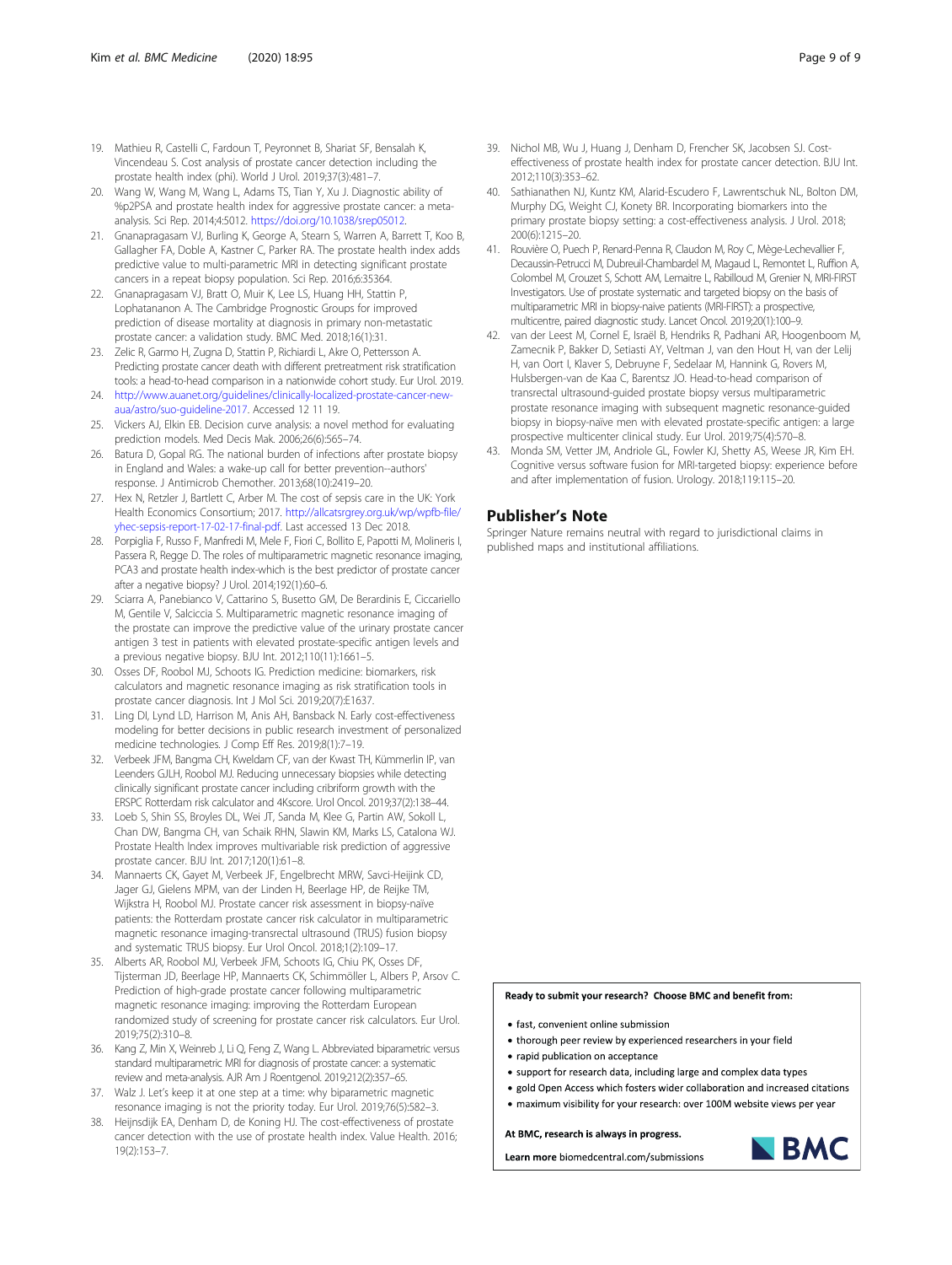19. Mathieu R, Castelli C, Fardoun T, Peyronnet B, Shariat SF, Bensalah K, Vincendeau S. Cost analysis of prostate cancer detection including the prostate health index (phi). World J Urol. 2019;37(3):481–7.
20. Wang W, Wang M, Wang L, Adams TS, Tian Y, Xu J. Diagnostic ability of %p2PSA and prostate health index for aggressive prostate cancer: a meta-analysis. Sci Rep. 2014;4:5012. https://doi.org/10.1038/srep05012.
21. Gnanapragasam VJ, Burling K, George A, Stearn S, Warren A, Barrett T, Koo B, Gallagher FA, Doble A, Kastner C, Parker RA. The prostate health index adds predictive value to multi-parametric MRI in detecting significant prostate cancers in a repeat biopsy population. Sci Rep. 2016;6:35364.
22. Gnanapragasam VJ, Bratt O, Muir K, Lee LS, Huang HH, Stattin P, Lophatananon A. The Cambridge Prognostic Groups for improved prediction of disease mortality at diagnosis in primary non-metastatic prostate cancer: a validation study. BMC Med. 2018;16(1):31.
23. Zelic R, Garmo H, Zugna D, Stattin P, Richiardi L, Akre O, Pettersson A. Predicting prostate cancer death with different pretreatment risk stratification tools: a head-to-head comparison in a nationwide cohort study. Eur Urol. 2019.
24. http://www.auanet.org/guidelines/clinically-localized-prostate-cancer-new-aua/astro/suo-guideline-2017. Accessed 12 11 19.
25. Vickers AJ, Elkin EB. Decision curve analysis: a novel method for evaluating prediction models. Med Decis Mak. 2006;26(6):565–74.
26. Batura D, Gopal RG. The national burden of infections after prostate biopsy in England and Wales: a wake-up call for better prevention--authors' response. J Antimicrob Chemother. 2013;68(10):2419–20.
27. Hex N, Retzler J, Bartlett C, Arber M. The cost of sepsis care in the UK: York Health Economics Consortium; 2017. http://allcatsrgrey.org.uk/wp/wpfb-file/yhec-sepsis-report-17-02-17-final-pdf. Last accessed 13 Dec 2018.
28. Porpiglia F, Russo F, Manfredi M, Mele F, Fiori C, Bollito E, Papotti M, Molineris I, Passera R, Regge D. The roles of multiparametric magnetic resonance imaging, PCA3 and prostate health index-which is the best predictor of prostate cancer after a negative biopsy? J Urol. 2014;192(1):60–6.
29. Sciarra A, Panebianco V, Cattarino S, Busetto GM, De Berardinis E, Ciccariello M, Gentile V, Salciccia S. Multiparametric magnetic resonance imaging of the prostate can improve the predictive value of the urinary prostate cancer antigen 3 test in patients with elevated prostate-specific antigen levels and a previous negative biopsy. BJU Int. 2012;110(11):1661–5.
30. Osses DF, Roobol MJ, Schoots IG. Prediction medicine: biomarkers, risk calculators and magnetic resonance imaging as risk stratification tools in prostate cancer diagnosis. Int J Mol Sci. 2019;20(7):E1637.
31. Ling DI, Lynd LD, Harrison M, Anis AH, Bansback N. Early cost-effectiveness modeling for better decisions in public research investment of personalized medicine technologies. J Comp Eff Res. 2019;8(1):7–19.
32. Verbeek JFM, Bangma CH, Kweldam CF, van der Kwast TH, Kümmerlin IP, van Leenders GJLH, Roobol MJ. Reducing unnecessary biopsies while detecting clinically significant prostate cancer including cribriform growth with the ERSPC Rotterdam risk calculator and 4Kscore. Urol Oncol. 2019;37(2):138–44.
33. Loeb S, Shin SS, Broyles DL, Wei JT, Sanda M, Klee G, Partin AW, Sokoll L, Chan DW, Bangma CH, van Schaik RHN, Slawin KM, Marks LS, Catalona WJ. Prostate Health Index improves multivariable risk prediction of aggressive prostate cancer. BJU Int. 2017;120(1):61–8.
34. Mannaerts CK, Gayet M, Verbeek JF, Engelbrecht MRW, Savci-Heijink CD, Jager GJ, Gielens MPM, van der Linden H, Beerlage HP, de Reijke TM, Wijkstra H, Roobol MJ. Prostate cancer risk assessment in biopsy-naïve patients: the Rotterdam prostate cancer risk calculator in multiparametric magnetic resonance imaging-transrectal ultrasound (TRUS) fusion biopsy and systematic TRUS biopsy. Eur Urol Oncol. 2018;1(2):109–17.
35. Alberts AR, Roobol MJ, Verbeek JFM, Schoots IG, Chiu PK, Osses DF, Tijsterman JD, Beerlage HP, Mannaerts CK, Schimmöller L, Albers P, Arsov C. Prediction of high-grade prostate cancer following multiparametric magnetic resonance imaging: improving the Rotterdam European randomized study of screening for prostate cancer risk calculators. Eur Urol. 2019;75(2):310–8.
36. Kang Z, Min X, Weinreb J, Li Q, Feng Z, Wang L. Abbreviated biparametric versus standard multiparametric MRI for diagnosis of prostate cancer: a systematic review and meta-analysis. AJR Am J Roentgenol. 2019;212(2):357–65.
37. Walz J. Let's keep it at one step at a time: why biparametric magnetic resonance imaging is not the priority today. Eur Urol. 2019;76(5):582–3.
38. Heijnsdijk EA, Denham D, de Koning HJ. The cost-effectiveness of prostate cancer detection with the use of prostate health index. Value Health. 2016;19(2):153–7.
39. Nichol MB, Wu J, Huang J, Denham D, Frencher SK, Jacobsen SJ. Cost-effectiveness of prostate health index for prostate cancer detection. BJU Int. 2012;110(3):353–62.
40. Sathianathen NJ, Kuntz KM, Alarid-Escudero F, Lawrentschuk NL, Bolton DM, Murphy DG, Weight CJ, Konety BR. Incorporating biomarkers into the primary prostate biopsy setting: a cost-effectiveness analysis. J Urol. 2018;200(6):1215–20.
41. Rouvière O, Puech P, Renard-Penna R, Claudon M, Roy C, Mège-Lechevallier F, Decaussin-Petrucci M, Dubreuil-Chambardel M, Magaud L, Remontet L, Ruffion A, Colombel M, Crouzet S, Schott AM, Lemaitre L, Rabilloud M, Grenier N, MRI-FIRST Investigators. Use of prostate systematic and targeted biopsy on the basis of multiparametric MRI in biopsy-naive patients (MRI-FIRST): a prospective, multicentre, paired diagnostic study. Lancet Oncol. 2019;20(1):100–9.
42. van der Leest M, Cornel E, Israël B, Hendriks R, Padhani AR, Hoogenboom M, Zamecnik P, Bakker D, Setiasti AY, Veltman J, van den Hout H, van der Lelij H, van Oort I, Klaver S, Debruyne F, Sedelaar M, Hannink G, Rovers M, Hulsbergen-van de Kaa C, Barentsz JO. Head-to-head comparison of transrectal ultrasound-guided prostate biopsy versus multiparametric prostate resonance imaging with subsequent magnetic resonance-guided biopsy in biopsy-naïve men with elevated prostate-specific antigen: a large prospective multicenter clinical study. Eur Urol. 2019;75(4):570–8.
43. Monda SM, Vetter JM, Andriole GL, Fowler KJ, Shetty AS, Weese JR, Kim EH. Cognitive versus software fusion for MRI-targeted biopsy: experience before and after implementation of fusion. Urology. 2018;119:115–20.

## Publisher's Note

Springer Nature remains neutral with regard to jurisdictional claims in published maps and institutional affiliations.

**Ready to submit your research? Choose BMC and benefit from:**

- fast, convenient online submission
- thorough peer review by experienced researchers in your field
- rapid publication on acceptance
- support for research data, including large and complex data types
- gold Open Access which fosters wider collaboration and increased citations
- maximum visibility for your research: over 100M website views per year

**At BMC, research is always in progress.**

**Learn more** biomedcentral.com/submissions

BMC